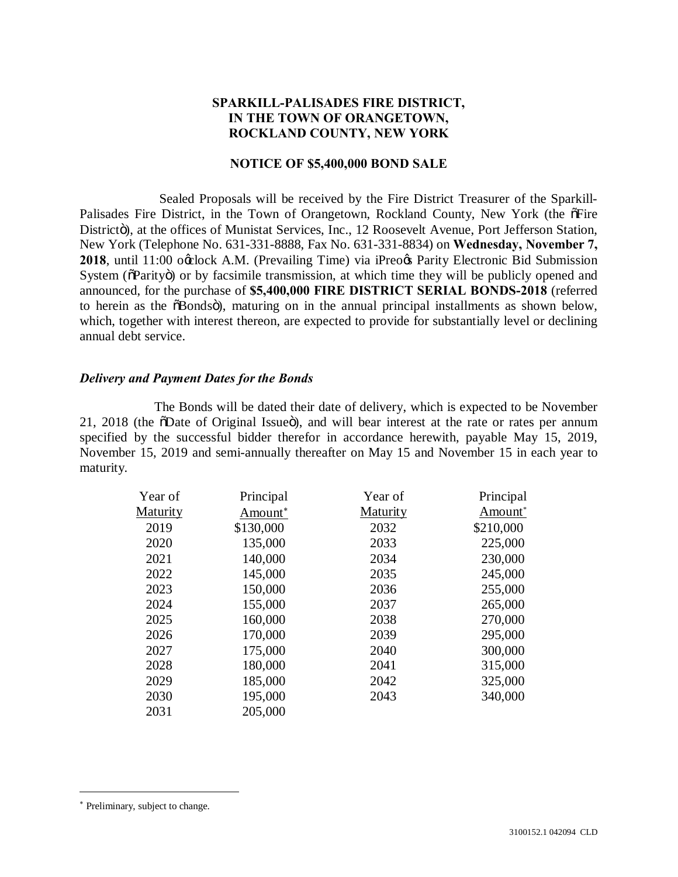# SPARKILL-PALISADES FIRE DISTRICT, IN THE TOWN OF ORANGETOWN, ROCKLAND COUNTY, NEW YORK

## NOTICE OF $5,400,000 BOND SALE

Sealed Proposals will be received by the Fire District Treasurer of the Sparkill-Palisades Fire District, in the Town of Orangetown, Rockland County, New York (the "Fire District"), at the offices of Munistat Services, Inc., 12 Roosevelt Avenue, Port Jefferson Station, New York (Telephone No. 631-331-8888, Fax No. 631-331-8834) on **Wednesday, November 7, 2018**, until 11:00 o'clock A.M. (Prevailing Time) via iPreo's Parity Electronic Bid Submission System ("Parity") or by facsimile transmission, at which time they will be publicly opened and announced, for the purchase of **$5,400,000 FIRE DISTRICT SERIAL BONDS-2018** (referred to herein as the "Bonds"), maturing on in the annual principal installments as shown below, which, together with interest thereon, are expected to provide for substantially level or declining annual debt service.

### *Delivery and Payment Dates for the Bonds*

The Bonds will be dated their date of delivery, which is expected to be November 21, 2018 (the "Date of Original Issue"), and will bear interest at the rate or rates per annum specified by the successful bidder therefor in accordance herewith, payable May 15, 2019, November 15, 2019 and semi-annually thereafter on May 15 and November 15 in each year to maturity.

| Year of Maturity | Principal Amount* | Year of Maturity | Principal Amount* |
|---|---|---|---|
| 2019 | $130,000 | 2032 | $210,000 |
| 2020 | 135,000 | 2033 | 225,000 |
| 2021 | 140,000 | 2034 | 230,000 |
| 2022 | 145,000 | 2035 | 245,000 |
| 2023 | 150,000 | 2036 | 255,000 |
| 2024 | 155,000 | 2037 | 265,000 |
| 2025 | 160,000 | 2038 | 270,000 |
| 2026 | 170,000 | 2039 | 295,000 |
| 2027 | 175,000 | 2040 | 300,000 |
| 2028 | 180,000 | 2041 | 315,000 |
| 2029 | 185,000 | 2042 | 325,000 |
| 2030 | 195,000 | 2043 | 340,000 |
| 2031 | 205,000 | | |

---

* Preliminary, subject to change.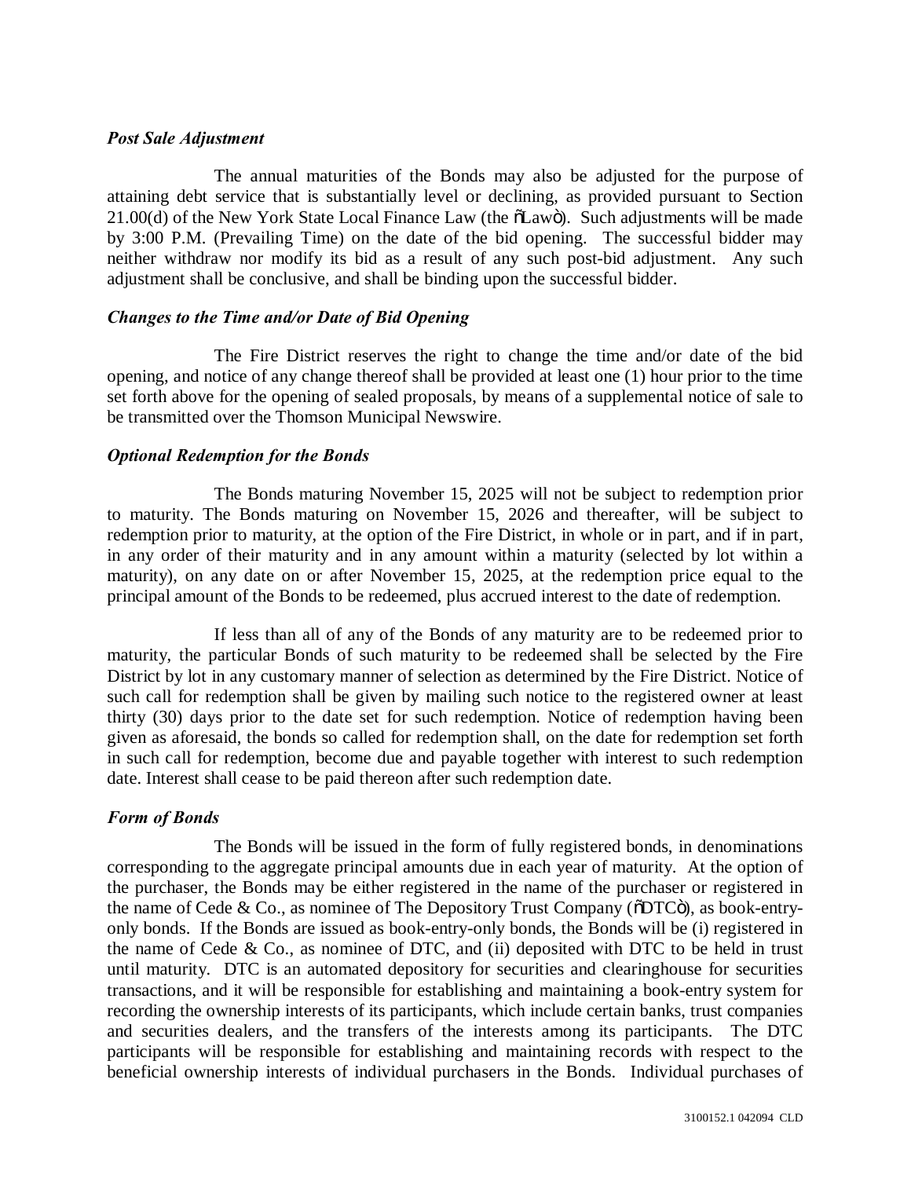***Post Sale Adjustment***

The annual maturities of the Bonds may also be adjusted for the purpose of attaining debt service that is substantially level or declining, as provided pursuant to Section 21.00(d) of the New York State Local Finance Law (the "Law"). Such adjustments will be made by 3:00 P.M. (Prevailing Time) on the date of the bid opening. The successful bidder may neither withdraw nor modify its bid as a result of any such post-bid adjustment. Any such adjustment shall be conclusive, and shall be binding upon the successful bidder.

***Changes to the Time and/or Date of Bid Opening***

The Fire District reserves the right to change the time and/or date of the bid opening, and notice of any change thereof shall be provided at least one (1) hour prior to the time set forth above for the opening of sealed proposals, by means of a supplemental notice of sale to be transmitted over the Thomson Municipal Newswire.

***Optional Redemption for the Bonds***

The Bonds maturing November 15, 2025 will not be subject to redemption prior to maturity. The Bonds maturing on November 15, 2026 and thereafter, will be subject to redemption prior to maturity, at the option of the Fire District, in whole or in part, and if in part, in any order of their maturity and in any amount within a maturity (selected by lot within a maturity), on any date on or after November 15, 2025, at the redemption price equal to the principal amount of the Bonds to be redeemed, plus accrued interest to the date of redemption.

If less than all of any of the Bonds of any maturity are to be redeemed prior to maturity, the particular Bonds of such maturity to be redeemed shall be selected by the Fire District by lot in any customary manner of selection as determined by the Fire District. Notice of such call for redemption shall be given by mailing such notice to the registered owner at least thirty (30) days prior to the date set for such redemption. Notice of redemption having been given as aforesaid, the bonds so called for redemption shall, on the date for redemption set forth in such call for redemption, become due and payable together with interest to such redemption date. Interest shall cease to be paid thereon after such redemption date.

***Form of Bonds***

The Bonds will be issued in the form of fully registered bonds, in denominations corresponding to the aggregate principal amounts due in each year of maturity. At the option of the purchaser, the Bonds may be either registered in the name of the purchaser or registered in the name of Cede & Co., as nominee of The Depository Trust Company ("DTC"), as book-entry-only bonds. If the Bonds are issued as book-entry-only bonds, the Bonds will be (i) registered in the name of Cede & Co., as nominee of DTC, and (ii) deposited with DTC to be held in trust until maturity. DTC is an automated depository for securities and clearinghouse for securities transactions, and it will be responsible for establishing and maintaining a book-entry system for recording the ownership interests of its participants, which include certain banks, trust companies and securities dealers, and the transfers of the interests among its participants. The DTC participants will be responsible for establishing and maintaining records with respect to the beneficial ownership interests of individual purchasers in the Bonds. Individual purchases of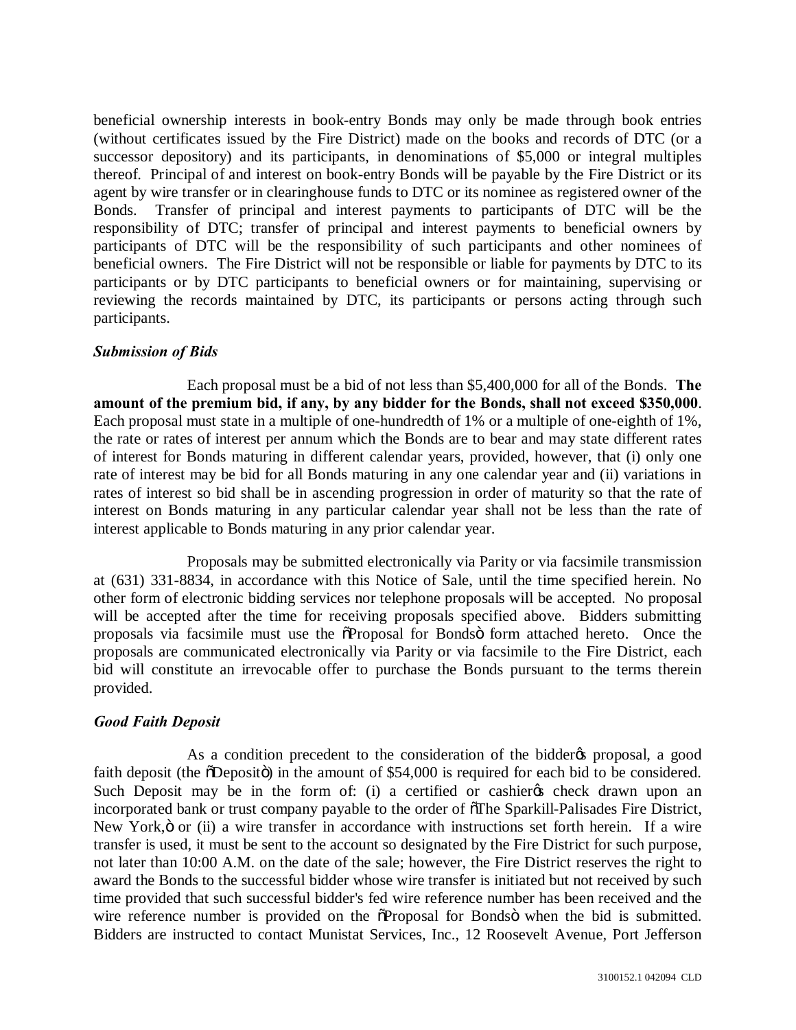beneficial ownership interests in book-entry Bonds may only be made through book entries (without certificates issued by the Fire District) made on the books and records of DTC (or a successor depository) and its participants, in denominations of $5,000 or integral multiples thereof. Principal of and interest on book-entry Bonds will be payable by the Fire District or its agent by wire transfer or in clearinghouse funds to DTC or its nominee as registered owner of the Bonds. Transfer of principal and interest payments to participants of DTC will be the responsibility of DTC; transfer of principal and interest payments to beneficial owners by participants of DTC will be the responsibility of such participants and other nominees of beneficial owners. The Fire District will not be responsible or liable for payments by DTC to its participants or by DTC participants to beneficial owners or for maintaining, supervising or reviewing the records maintained by DTC, its participants or persons acting through such participants.

***Submission of Bids***

Each proposal must be a bid of not less than $5,400,000 for all of the Bonds. **The amount of the premium bid, if any, by any bidder for the Bonds, shall not exceed $350,000**. Each proposal must state in a multiple of one-hundredth of 1% or a multiple of one-eighth of 1%, the rate or rates of interest per annum which the Bonds are to bear and may state different rates of interest for Bonds maturing in different calendar years, provided, however, that (i) only one rate of interest may be bid for all Bonds maturing in any one calendar year and (ii) variations in rates of interest so bid shall be in ascending progression in order of maturity so that the rate of interest on Bonds maturing in any particular calendar year shall not be less than the rate of interest applicable to Bonds maturing in any prior calendar year.

Proposals may be submitted electronically via Parity or via facsimile transmission at (631) 331-8834, in accordance with this Notice of Sale, until the time specified herein. No other form of electronic bidding services nor telephone proposals will be accepted. No proposal will be accepted after the time for receiving proposals specified above. Bidders submitting proposals via facsimile must use the "Proposal for Bonds" form attached hereto. Once the proposals are communicated electronically via Parity or via facsimile to the Fire District, each bid will constitute an irrevocable offer to purchase the Bonds pursuant to the terms therein provided.

***Good Faith Deposit***

As a condition precedent to the consideration of the bidder's proposal, a good faith deposit (the "Deposit") in the amount of $54,000 is required for each bid to be considered. Such Deposit may be in the form of: (i) a certified or cashier's check drawn upon an incorporated bank or trust company payable to the order of "The Sparkill-Palisades Fire District, New York," or (ii) a wire transfer in accordance with instructions set forth herein. If a wire transfer is used, it must be sent to the account so designated by the Fire District for such purpose, not later than 10:00 A.M. on the date of the sale; however, the Fire District reserves the right to award the Bonds to the successful bidder whose wire transfer is initiated but not received by such time provided that such successful bidder's fed wire reference number has been received and the wire reference number is provided on the "Proposal for Bonds" when the bid is submitted. Bidders are instructed to contact Munistat Services, Inc., 12 Roosevelt Avenue, Port Jefferson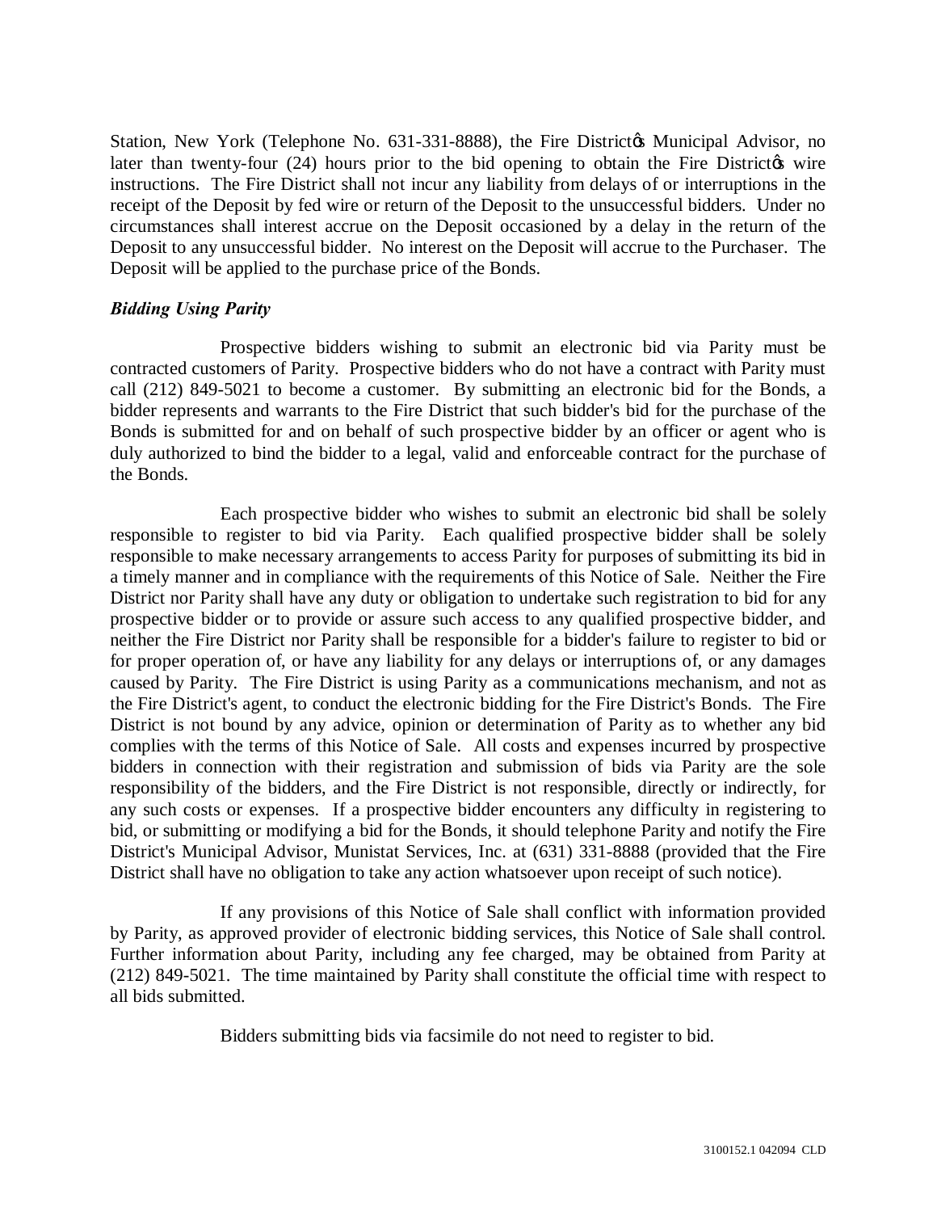Station, New York (Telephone No. 631-331-8888), the Fire District's Municipal Advisor, no later than twenty-four (24) hours prior to the bid opening to obtain the Fire District's wire instructions. The Fire District shall not incur any liability from delays of or interruptions in the receipt of the Deposit by fed wire or return of the Deposit to the unsuccessful bidders. Under no circumstances shall interest accrue on the Deposit occasioned by a delay in the return of the Deposit to any unsuccessful bidder. No interest on the Deposit will accrue to the Purchaser. The Deposit will be applied to the purchase price of the Bonds.

***Bidding Using Parity***

Prospective bidders wishing to submit an electronic bid via Parity must be contracted customers of Parity. Prospective bidders who do not have a contract with Parity must call (212) 849-5021 to become a customer. By submitting an electronic bid for the Bonds, a bidder represents and warrants to the Fire District that such bidder's bid for the purchase of the Bonds is submitted for and on behalf of such prospective bidder by an officer or agent who is duly authorized to bind the bidder to a legal, valid and enforceable contract for the purchase of the Bonds.

Each prospective bidder who wishes to submit an electronic bid shall be solely responsible to register to bid via Parity. Each qualified prospective bidder shall be solely responsible to make necessary arrangements to access Parity for purposes of submitting its bid in a timely manner and in compliance with the requirements of this Notice of Sale. Neither the Fire District nor Parity shall have any duty or obligation to undertake such registration to bid for any prospective bidder or to provide or assure such access to any qualified prospective bidder, and neither the Fire District nor Parity shall be responsible for a bidder's failure to register to bid or for proper operation of, or have any liability for any delays or interruptions of, or any damages caused by Parity. The Fire District is using Parity as a communications mechanism, and not as the Fire District's agent, to conduct the electronic bidding for the Fire District's Bonds. The Fire District is not bound by any advice, opinion or determination of Parity as to whether any bid complies with the terms of this Notice of Sale. All costs and expenses incurred by prospective bidders in connection with their registration and submission of bids via Parity are the sole responsibility of the bidders, and the Fire District is not responsible, directly or indirectly, for any such costs or expenses. If a prospective bidder encounters any difficulty in registering to bid, or submitting or modifying a bid for the Bonds, it should telephone Parity and notify the Fire District's Municipal Advisor, Munistat Services, Inc. at (631) 331-8888 (provided that the Fire District shall have no obligation to take any action whatsoever upon receipt of such notice).

If any provisions of this Notice of Sale shall conflict with information provided by Parity, as approved provider of electronic bidding services, this Notice of Sale shall control. Further information about Parity, including any fee charged, may be obtained from Parity at (212) 849-5021. The time maintained by Parity shall constitute the official time with respect to all bids submitted.

Bidders submitting bids via facsimile do not need to register to bid.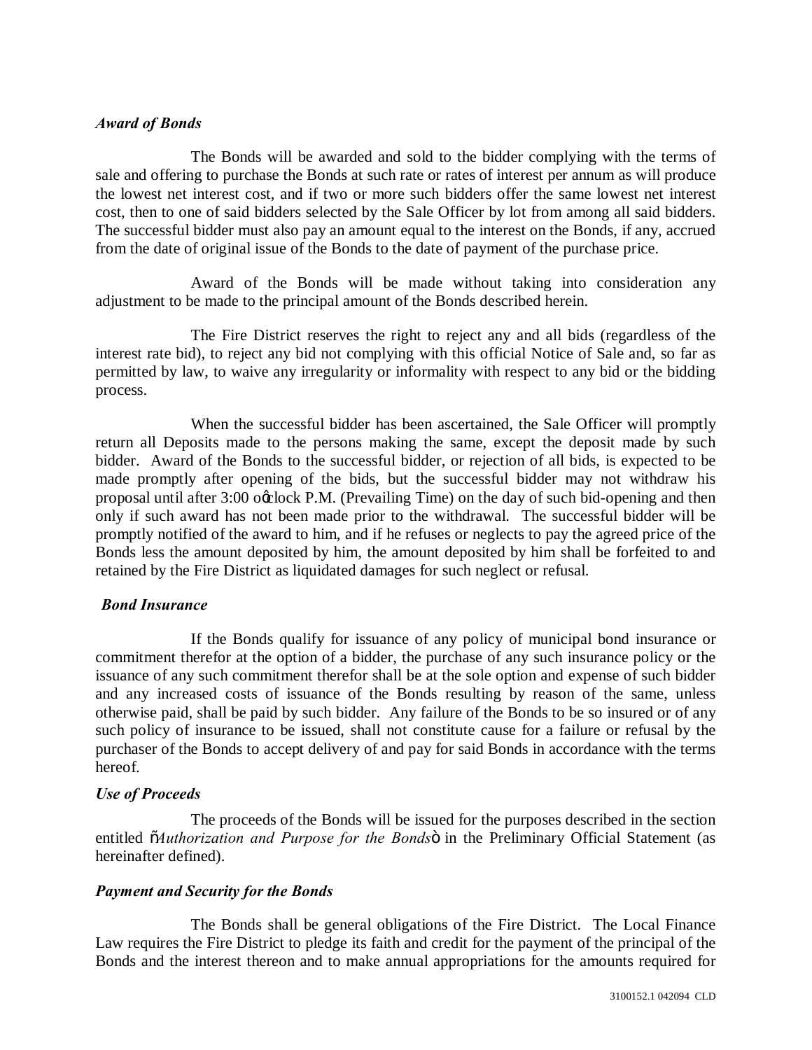### *Award of Bonds*

The Bonds will be awarded and sold to the bidder complying with the terms of sale and offering to purchase the Bonds at such rate or rates of interest per annum as will produce the lowest net interest cost, and if two or more such bidders offer the same lowest net interest cost, then to one of said bidders selected by the Sale Officer by lot from among all said bidders. The successful bidder must also pay an amount equal to the interest on the Bonds, if any, accrued from the date of original issue of the Bonds to the date of payment of the purchase price.

Award of the Bonds will be made without taking into consideration any adjustment to be made to the principal amount of the Bonds described herein.

The Fire District reserves the right to reject any and all bids (regardless of the interest rate bid), to reject any bid not complying with this official Notice of Sale and, so far as permitted by law, to waive any irregularity or informality with respect to any bid or the bidding process.

When the successful bidder has been ascertained, the Sale Officer will promptly return all Deposits made to the persons making the same, except the deposit made by such bidder. Award of the Bonds to the successful bidder, or rejection of all bids, is expected to be made promptly after opening of the bids, but the successful bidder may not withdraw his proposal until after 3:00 o'clock P.M. (Prevailing Time) on the day of such bid-opening and then only if such award has not been made prior to the withdrawal. The successful bidder will be promptly notified of the award to him, and if he refuses or neglects to pay the agreed price of the Bonds less the amount deposited by him, the amount deposited by him shall be forfeited to and retained by the Fire District as liquidated damages for such neglect or refusal.

### *Bond Insurance*

If the Bonds qualify for issuance of any policy of municipal bond insurance or commitment therefor at the option of a bidder, the purchase of any such insurance policy or the issuance of any such commitment therefor shall be at the sole option and expense of such bidder and any increased costs of issuance of the Bonds resulting by reason of the same, unless otherwise paid, shall be paid by such bidder. Any failure of the Bonds to be so insured or of any such policy of insurance to be issued, shall not constitute cause for a failure or refusal by the purchaser of the Bonds to accept delivery of and pay for said Bonds in accordance with the terms hereof.

### *Use of Proceeds*

The proceeds of the Bonds will be issued for the purposes described in the section entitled "*Authorization and Purpose for the Bonds*" in the Preliminary Official Statement (as hereinafter defined).

### *Payment and Security for the Bonds*

The Bonds shall be general obligations of the Fire District. The Local Finance Law requires the Fire District to pledge its faith and credit for the payment of the principal of the Bonds and the interest thereon and to make annual appropriations for the amounts required for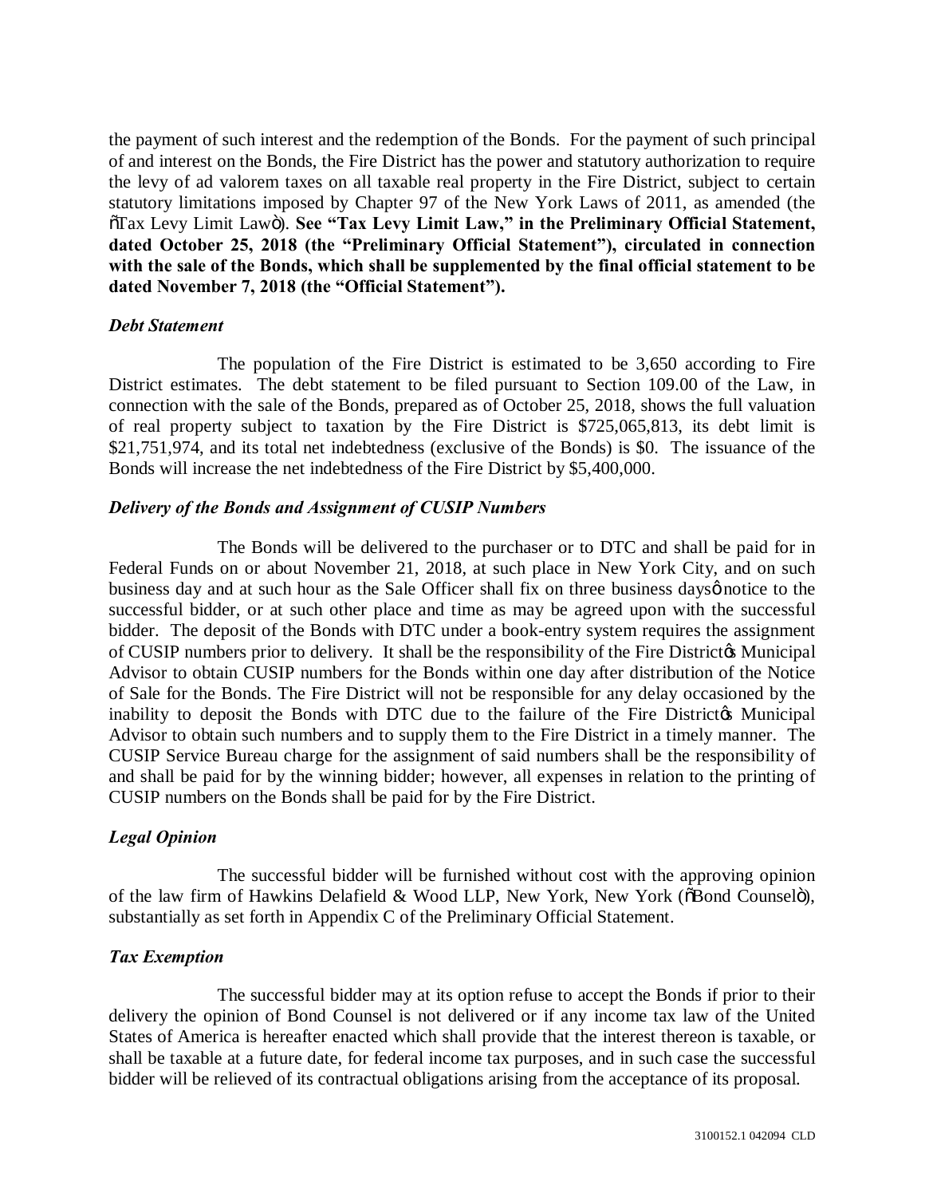the payment of such interest and the redemption of the Bonds. For the payment of such principal of and interest on the Bonds, the Fire District has the power and statutory authorization to require the levy of ad valorem taxes on all taxable real property in the Fire District, subject to certain statutory limitations imposed by Chapter 97 of the New York Laws of 2011, as amended (the "Tax Levy Limit Law"). **See "Tax Levy Limit Law," in the Preliminary Official Statement, dated October 25, 2018 (the "Preliminary Official Statement"), circulated in connection with the sale of the Bonds, which shall be supplemented by the final official statement to be dated November 7, 2018 (the "Official Statement").**

***Debt Statement***

The population of the Fire District is estimated to be 3,650 according to Fire District estimates. The debt statement to be filed pursuant to Section 109.00 of the Law, in connection with the sale of the Bonds, prepared as of October 25, 2018, shows the full valuation of real property subject to taxation by the Fire District is $725,065,813, its debt limit is $21,751,974, and its total net indebtedness (exclusive of the Bonds) is $0. The issuance of the Bonds will increase the net indebtedness of the Fire District by $5,400,000.

***Delivery of the Bonds and Assignment of CUSIP Numbers***

The Bonds will be delivered to the purchaser or to DTC and shall be paid for in Federal Funds on or about November 21, 2018, at such place in New York City, and on such business day and at such hour as the Sale Officer shall fix on three business days' notice to the successful bidder, or at such other place and time as may be agreed upon with the successful bidder. The deposit of the Bonds with DTC under a book-entry system requires the assignment of CUSIP numbers prior to delivery. It shall be the responsibility of the Fire District's Municipal Advisor to obtain CUSIP numbers for the Bonds within one day after distribution of the Notice of Sale for the Bonds. The Fire District will not be responsible for any delay occasioned by the inability to deposit the Bonds with DTC due to the failure of the Fire District's Municipal Advisor to obtain such numbers and to supply them to the Fire District in a timely manner. The CUSIP Service Bureau charge for the assignment of said numbers shall be the responsibility of and shall be paid for by the winning bidder; however, all expenses in relation to the printing of CUSIP numbers on the Bonds shall be paid for by the Fire District.

***Legal Opinion***

The successful bidder will be furnished without cost with the approving opinion of the law firm of Hawkins Delafield & Wood LLP, New York, New York ("Bond Counsel"), substantially as set forth in Appendix C of the Preliminary Official Statement.

***Tax Exemption***

The successful bidder may at its option refuse to accept the Bonds if prior to their delivery the opinion of Bond Counsel is not delivered or if any income tax law of the United States of America is hereafter enacted which shall provide that the interest thereon is taxable, or shall be taxable at a future date, for federal income tax purposes, and in such case the successful bidder will be relieved of its contractual obligations arising from the acceptance of its proposal.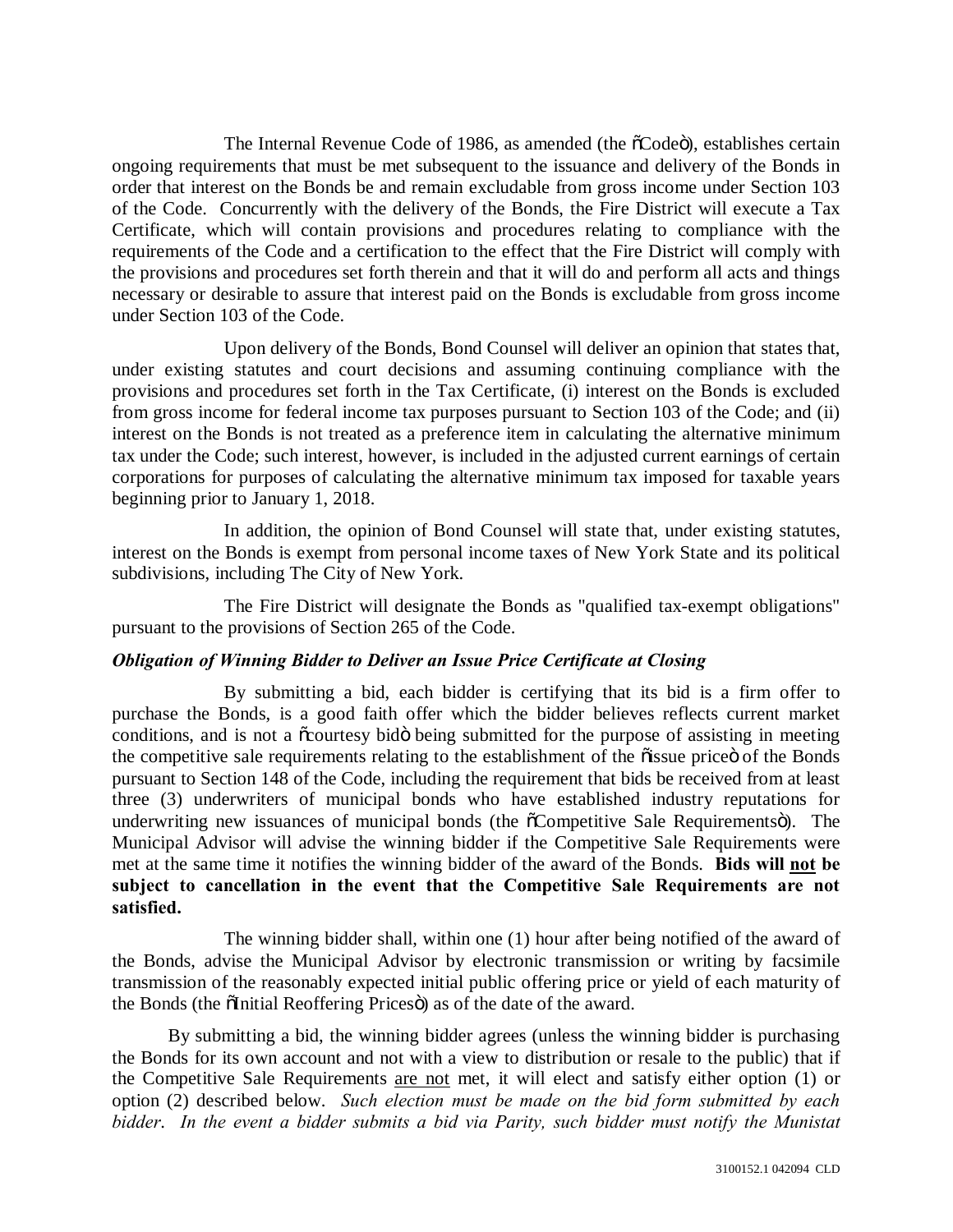The Internal Revenue Code of 1986, as amended (the "Code"), establishes certain ongoing requirements that must be met subsequent to the issuance and delivery of the Bonds in order that interest on the Bonds be and remain excludable from gross income under Section 103 of the Code. Concurrently with the delivery of the Bonds, the Fire District will execute a Tax Certificate, which will contain provisions and procedures relating to compliance with the requirements of the Code and a certification to the effect that the Fire District will comply with the provisions and procedures set forth therein and that it will do and perform all acts and things necessary or desirable to assure that interest paid on the Bonds is excludable from gross income under Section 103 of the Code.

Upon delivery of the Bonds, Bond Counsel will deliver an opinion that states that, under existing statutes and court decisions and assuming continuing compliance with the provisions and procedures set forth in the Tax Certificate, (i) interest on the Bonds is excluded from gross income for federal income tax purposes pursuant to Section 103 of the Code; and (ii) interest on the Bonds is not treated as a preference item in calculating the alternative minimum tax under the Code; such interest, however, is included in the adjusted current earnings of certain corporations for purposes of calculating the alternative minimum tax imposed for taxable years beginning prior to January 1, 2018.

In addition, the opinion of Bond Counsel will state that, under existing statutes, interest on the Bonds is exempt from personal income taxes of New York State and its political subdivisions, including The City of New York.

The Fire District will designate the Bonds as "qualified tax-exempt obligations" pursuant to the provisions of Section 265 of the Code.

***Obligation of Winning Bidder to Deliver an Issue Price Certificate at Closing***

By submitting a bid, each bidder is certifying that its bid is a firm offer to purchase the Bonds, is a good faith offer which the bidder believes reflects current market conditions, and is not a "courtesy bid" being submitted for the purpose of assisting in meeting the competitive sale requirements relating to the establishment of the "issue price" of the Bonds pursuant to Section 148 of the Code, including the requirement that bids be received from at least three (3) underwriters of municipal bonds who have established industry reputations for underwriting new issuances of municipal bonds (the "Competitive Sale Requirements"). The Municipal Advisor will advise the winning bidder if the Competitive Sale Requirements were met at the same time it notifies the winning bidder of the award of the Bonds. **Bids will <u>not</u> be subject to cancellation in the event that the Competitive Sale Requirements are not satisfied.**

The winning bidder shall, within one (1) hour after being notified of the award of the Bonds, advise the Municipal Advisor by electronic transmission or writing by facsimile transmission of the reasonably expected initial public offering price or yield of each maturity of the Bonds (the "Initial Reoffering Prices") as of the date of the award.

By submitting a bid, the winning bidder agrees (unless the winning bidder is purchasing the Bonds for its own account and not with a view to distribution or resale to the public) that if the Competitive Sale Requirements <u>are not</u> met, it will elect and satisfy either option (1) or option (2) described below. *Such election must be made on the bid form submitted by each bidder. In the event a bidder submits a bid via Parity, such bidder must notify the Munistat*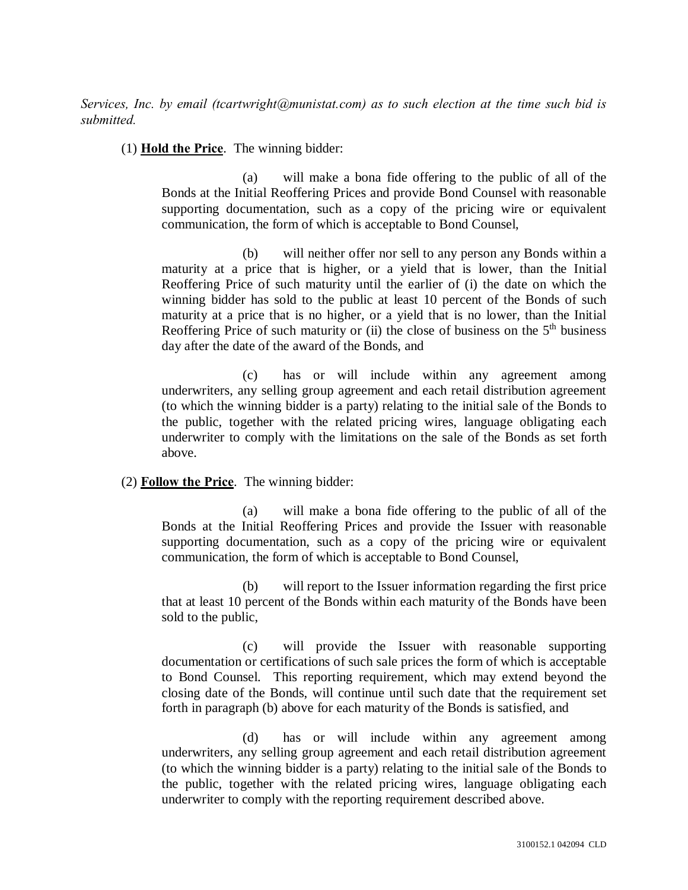*Services, Inc. by email (tcartwright@munistat.com) as to such election at the time such bid is submitted.*

(1) **Hold the Price**. The winning bidder:

(a) will make a bona fide offering to the public of all of the Bonds at the Initial Reoffering Prices and provide Bond Counsel with reasonable supporting documentation, such as a copy of the pricing wire or equivalent communication, the form of which is acceptable to Bond Counsel,

(b) will neither offer nor sell to any person any Bonds within a maturity at a price that is higher, or a yield that is lower, than the Initial Reoffering Price of such maturity until the earlier of (i) the date on which the winning bidder has sold to the public at least 10 percent of the Bonds of such maturity at a price that is no higher, or a yield that is no lower, than the Initial Reoffering Price of such maturity or (ii) the close of business on the 5th business day after the date of the award of the Bonds, and

(c) has or will include within any agreement among underwriters, any selling group agreement and each retail distribution agreement (to which the winning bidder is a party) relating to the initial sale of the Bonds to the public, together with the related pricing wires, language obligating each underwriter to comply with the limitations on the sale of the Bonds as set forth above.

(2) **Follow the Price**. The winning bidder:

(a) will make a bona fide offering to the public of all of the Bonds at the Initial Reoffering Prices and provide the Issuer with reasonable supporting documentation, such as a copy of the pricing wire or equivalent communication, the form of which is acceptable to Bond Counsel,

(b) will report to the Issuer information regarding the first price that at least 10 percent of the Bonds within each maturity of the Bonds have been sold to the public,

(c) will provide the Issuer with reasonable supporting documentation or certifications of such sale prices the form of which is acceptable to Bond Counsel. This reporting requirement, which may extend beyond the closing date of the Bonds, will continue until such date that the requirement set forth in paragraph (b) above for each maturity of the Bonds is satisfied, and

(d) has or will include within any agreement among underwriters, any selling group agreement and each retail distribution agreement (to which the winning bidder is a party) relating to the initial sale of the Bonds to the public, together with the related pricing wires, language obligating each underwriter to comply with the reporting requirement described above.

3100152.1 042094 CLD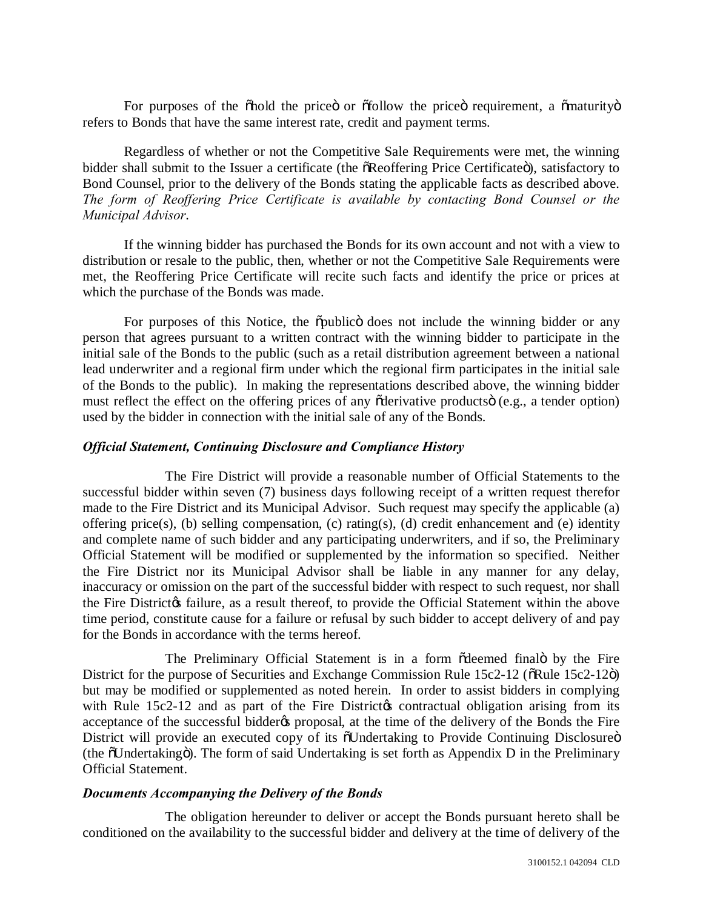For purposes of the "hold the price" or "follow the price" requirement, a "maturity" refers to Bonds that have the same interest rate, credit and payment terms.

Regardless of whether or not the Competitive Sale Requirements were met, the winning bidder shall submit to the Issuer a certificate (the "Reoffering Price Certificate"), satisfactory to Bond Counsel, prior to the delivery of the Bonds stating the applicable facts as described above. *The form of Reoffering Price Certificate is available by contacting Bond Counsel or the Municipal Advisor.*

If the winning bidder has purchased the Bonds for its own account and not with a view to distribution or resale to the public, then, whether or not the Competitive Sale Requirements were met, the Reoffering Price Certificate will recite such facts and identify the price or prices at which the purchase of the Bonds was made.

For purposes of this Notice, the "public" does not include the winning bidder or any person that agrees pursuant to a written contract with the winning bidder to participate in the initial sale of the Bonds to the public (such as a retail distribution agreement between a national lead underwriter and a regional firm under which the regional firm participates in the initial sale of the Bonds to the public). In making the representations described above, the winning bidder must reflect the effect on the offering prices of any "derivative products" (e.g., a tender option) used by the bidder in connection with the initial sale of any of the Bonds.

***Official Statement, Continuing Disclosure and Compliance History***

The Fire District will provide a reasonable number of Official Statements to the successful bidder within seven (7) business days following receipt of a written request therefor made to the Fire District and its Municipal Advisor. Such request may specify the applicable (a) offering price(s), (b) selling compensation, (c) rating(s), (d) credit enhancement and (e) identity and complete name of such bidder and any participating underwriters, and if so, the Preliminary Official Statement will be modified or supplemented by the information so specified. Neither the Fire District nor its Municipal Advisor shall be liable in any manner for any delay, inaccuracy or omission on the part of the successful bidder with respect to such request, nor shall the Fire District's failure, as a result thereof, to provide the Official Statement within the above time period, constitute cause for a failure or refusal by such bidder to accept delivery of and pay for the Bonds in accordance with the terms hereof.

The Preliminary Official Statement is in a form "deemed final" by the Fire District for the purpose of Securities and Exchange Commission Rule 15c2-12 ("Rule 15c2-12") but may be modified or supplemented as noted herein. In order to assist bidders in complying with Rule 15c2-12 and as part of the Fire District's contractual obligation arising from its acceptance of the successful bidder's proposal, at the time of the delivery of the Bonds the Fire District will provide an executed copy of its "Undertaking to Provide Continuing Disclosure" (the "Undertaking"). The form of said Undertaking is set forth as Appendix D in the Preliminary Official Statement.

***Documents Accompanying the Delivery of the Bonds***

The obligation hereunder to deliver or accept the Bonds pursuant hereto shall be conditioned on the availability to the successful bidder and delivery at the time of delivery of the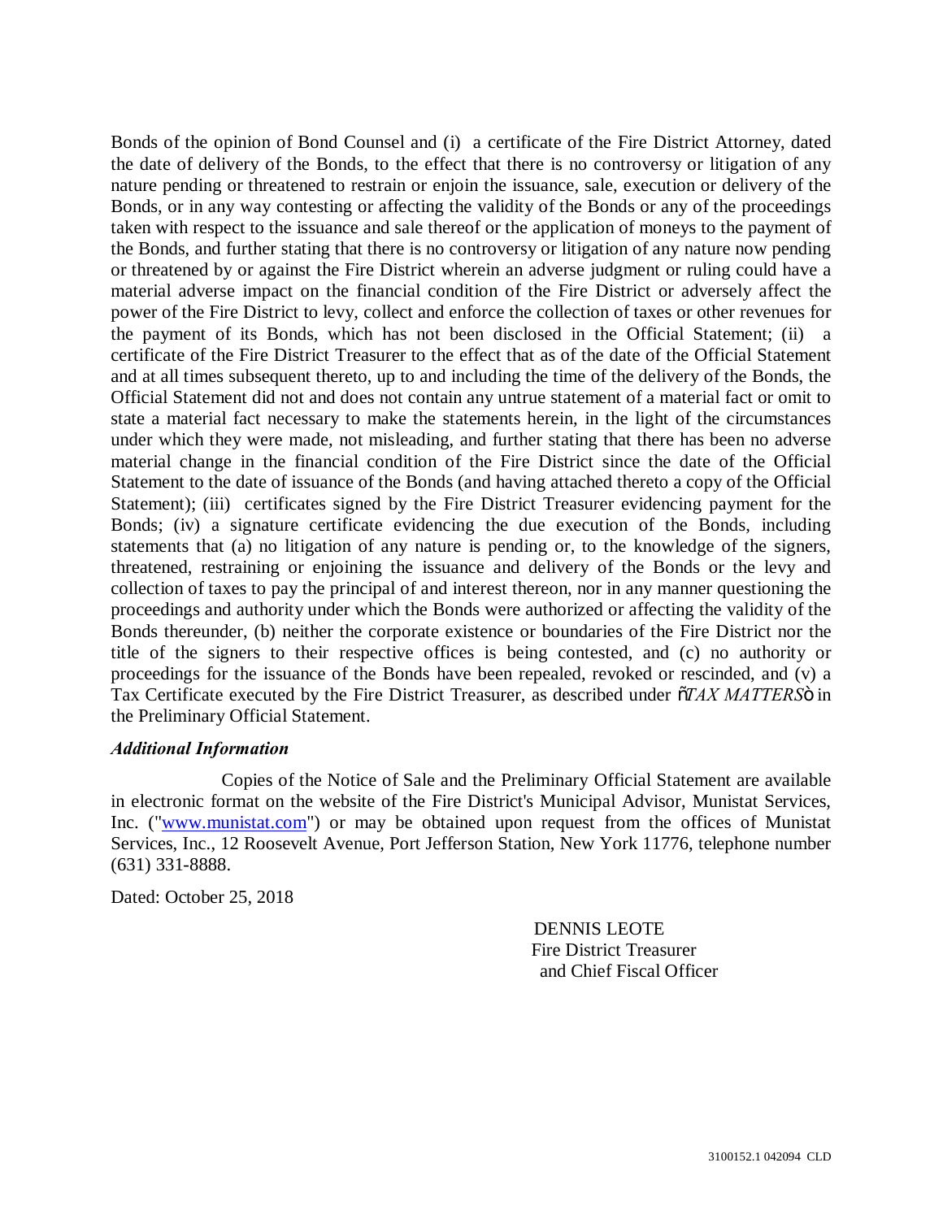Bonds of the opinion of Bond Counsel and (i) a certificate of the Fire District Attorney, dated the date of delivery of the Bonds, to the effect that there is no controversy or litigation of any nature pending or threatened to restrain or enjoin the issuance, sale, execution or delivery of the Bonds, or in any way contesting or affecting the validity of the Bonds or any of the proceedings taken with respect to the issuance and sale thereof or the application of moneys to the payment of the Bonds, and further stating that there is no controversy or litigation of any nature now pending or threatened by or against the Fire District wherein an adverse judgment or ruling could have a material adverse impact on the financial condition of the Fire District or adversely affect the power of the Fire District to levy, collect and enforce the collection of taxes or other revenues for the payment of its Bonds, which has not been disclosed in the Official Statement; (ii) a certificate of the Fire District Treasurer to the effect that as of the date of the Official Statement and at all times subsequent thereto, up to and including the time of the delivery of the Bonds, the Official Statement did not and does not contain any untrue statement of a material fact or omit to state a material fact necessary to make the statements herein, in the light of the circumstances under which they were made, not misleading, and further stating that there has been no adverse material change in the financial condition of the Fire District since the date of the Official Statement to the date of issuance of the Bonds (and having attached thereto a copy of the Official Statement); (iii) certificates signed by the Fire District Treasurer evidencing payment for the Bonds; (iv) a signature certificate evidencing the due execution of the Bonds, including statements that (a) no litigation of any nature is pending or, to the knowledge of the signers, threatened, restraining or enjoining the issuance and delivery of the Bonds or the levy and collection of taxes to pay the principal of and interest thereon, nor in any manner questioning the proceedings and authority under which the Bonds were authorized or affecting the validity of the Bonds thereunder, (b) neither the corporate existence or boundaries of the Fire District nor the title of the signers to their respective offices is being contested, and (c) no authority or proceedings for the issuance of the Bonds have been repealed, revoked or rescinded, and (v) a Tax Certificate executed by the Fire District Treasurer, as described under "*TAX MATTERS*" in the Preliminary Official Statement.

***Additional Information***

Copies of the Notice of Sale and the Preliminary Official Statement are available in electronic format on the website of the Fire District's Municipal Advisor, Munistat Services, Inc. ("www.munistat.com") or may be obtained upon request from the offices of Munistat Services, Inc., 12 Roosevelt Avenue, Port Jefferson Station, New York 11776, telephone number (631) 331-8888.

Dated: October 25, 2018

DENNIS LEOTE
Fire District Treasurer
and Chief Fiscal Officer

3100152.1 042094 CLD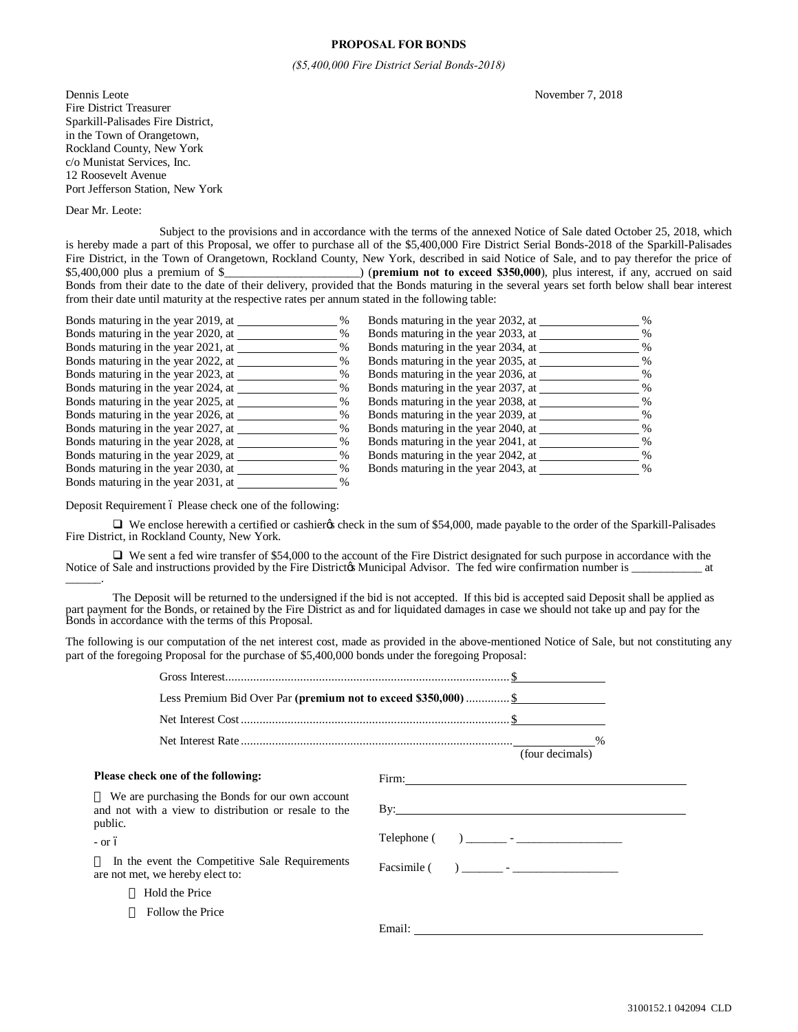# PROPOSAL FOR BONDS

*($5,400,000 Fire District Serial Bonds-2018)*

Dennis Leote
Fire District Treasurer
Sparkill-Palisades Fire District,
in the Town of Orangetown,
Rockland County, New York
c/o Munistat Services, Inc.
12 Roosevelt Avenue
Port Jefferson Station, New York

November 7, 2018

Dear Mr. Leote:

Subject to the provisions and in accordance with the terms of the annexed Notice of Sale dated October 25, 2018, which is hereby made a part of this Proposal, we offer to purchase all of the $5,400,000 Fire District Serial Bonds-2018 of the Sparkill-Palisades Fire District, in the Town of Orangetown, Rockland County, New York, described in said Notice of Sale, and to pay therefor the price of $5,400,000 plus a premium of $\_\_\_\_\_\_\_\_\_\_\_\_\_\_\_\_\_\_\_\_\_\_) (**premium not to exceed $350,000**), plus interest, if any, accrued on said Bonds from their date to the date of their delivery, provided that the Bonds maturing in the several years set forth below shall bear interest from their date until maturity at the respective rates per annum stated in the following table:

| | |
|---|---|
| Bonds maturing in the year 2019, at \_\_\_\_\_\_\_\_ % | Bonds maturing in the year 2032, at \_\_\_\_\_\_\_\_ % |
| Bonds maturing in the year 2020, at \_\_\_\_\_\_\_\_ % | Bonds maturing in the year 2033, at \_\_\_\_\_\_\_\_ % |
| Bonds maturing in the year 2021, at \_\_\_\_\_\_\_\_ % | Bonds maturing in the year 2034, at \_\_\_\_\_\_\_\_ % |
| Bonds maturing in the year 2022, at \_\_\_\_\_\_\_\_ % | Bonds maturing in the year 2035, at \_\_\_\_\_\_\_\_ % |
| Bonds maturing in the year 2023, at \_\_\_\_\_\_\_\_ % | Bonds maturing in the year 2036, at \_\_\_\_\_\_\_\_ % |
| Bonds maturing in the year 2024, at \_\_\_\_\_\_\_\_ % | Bonds maturing in the year 2037, at \_\_\_\_\_\_\_\_ % |
| Bonds maturing in the year 2025, at \_\_\_\_\_\_\_\_ % | Bonds maturing in the year 2038, at \_\_\_\_\_\_\_\_ % |
| Bonds maturing in the year 2026, at \_\_\_\_\_\_\_\_ % | Bonds maturing in the year 2039, at \_\_\_\_\_\_\_\_ % |
| Bonds maturing in the year 2027, at \_\_\_\_\_\_\_\_ % | Bonds maturing in the year 2040, at \_\_\_\_\_\_\_\_ % |
| Bonds maturing in the year 2028, at \_\_\_\_\_\_\_\_ % | Bonds maturing in the year 2041, at \_\_\_\_\_\_\_\_ % |
| Bonds maturing in the year 2029, at \_\_\_\_\_\_\_\_ % | Bonds maturing in the year 2042, at \_\_\_\_\_\_\_\_ % |
| Bonds maturing in the year 2030, at \_\_\_\_\_\_\_\_ % | Bonds maturing in the year 2043, at \_\_\_\_\_\_\_\_ % |
| Bonds maturing in the year 2031, at \_\_\_\_\_\_\_\_ % | |

Deposit Requirement – Please check one of the following:

❑ We enclose herewith a certified or cashier's check in the sum of $54,000, made payable to the order of the Sparkill-Palisades Fire District, in Rockland County, New York.

❑ We sent a fed wire transfer of $54,000 to the account of the Fire District designated for such purpose in accordance with the Notice of Sale and instructions provided by the Fire District's Municipal Advisor. The fed wire confirmation number is \_\_\_\_\_\_\_\_\_\_\_\_ at \_\_\_\_\_\_.

The Deposit will be returned to the undersigned if the bid is not accepted. If this bid is accepted said Deposit shall be applied as part payment for the Bonds, or retained by the Fire District as and for liquidated damages in case we should not take up and pay for the Bonds in accordance with the terms of this Proposal.

The following is our computation of the net interest cost, made as provided in the above-mentioned Notice of Sale, but not constituting any part of the foregoing Proposal for the purchase of $5,400,000 bonds under the foregoing Proposal:

Gross Interest.......................................................................................$\_\_\_\_\_\_\_\_\_\_\_\_

Less Premium Bid Over Par **(premium not to exceed $350,000)** .............$\_\_\_\_\_\_\_\_\_\_\_\_

Net Interest Cost....................................................................................$\_\_\_\_\_\_\_\_\_\_\_\_

Net Interest Rate.....................................................................................\_\_\_\_\_\_\_\_\_\_\_\_%
(four decimals)

**Please check one of the following:**

❑ We are purchasing the Bonds for our own account and not with a view to distribution or resale to the public.

- or –

❑ In the event the Competitive Sale Requirements are not met, we hereby elect to:

❑ Hold the Price

❑ Follow the Price

Firm: \_\_\_\_\_\_\_\_\_\_\_\_\_\_\_\_\_\_\_\_\_\_\_\_

By: \_\_\_\_\_\_\_\_\_\_\_\_\_\_\_\_\_\_\_\_\_\_\_\_

Telephone (     ) \_\_\_\_\_\_\_ - \_\_\_\_\_\_\_\_\_\_\_\_\_\_\_\_\_

Facsimile (     ) \_\_\_\_\_\_\_ - \_\_\_\_\_\_\_\_\_\_\_\_\_\_\_\_\_

Email: \_\_\_\_\_\_\_\_\_\_\_\_\_\_\_\_\_\_\_\_\_\_\_\_

3100152.1 042094 CLD